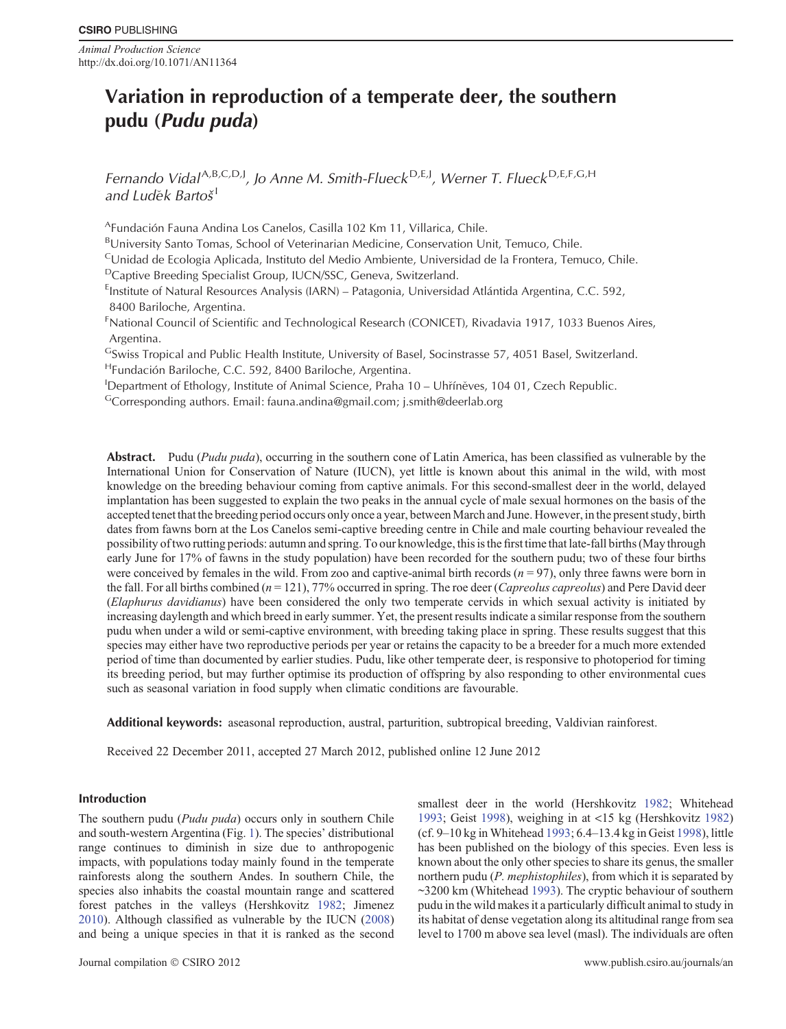# Variation in reproduction of a temperate deer, the southern pudu (*Pudu puda*)

*Fernando Vidal*[A,B,C,D,J], *Jo Anne M. Smith-Flueck*[D,E,J], *Werner T. Flueck*[D,E,F,G,H] *and Luděk Bartoš*[I]

[A]Fundación Fauna Andina Los Canelos, Casilla 102 Km 11, Villarica, Chile.
[B]University Santo Tomas, School of Veterinarian Medicine, Conservation Unit, Temuco, Chile.
[C]Unidad de Ecologia Aplicada, Instituto del Medio Ambiente, Universidad de la Frontera, Temuco, Chile.
[D]Captive Breeding Specialist Group, IUCN/SSC, Geneva, Switzerland.
[E]Institute of Natural Resources Analysis (IARN) – Patagonia, Universidad Atlántida Argentina, C.C. 592, 8400 Bariloche, Argentina.
[F]National Council of Scientific and Technological Research (CONICET), Rivadavia 1917, 1033 Buenos Aires, Argentina.
[G]Swiss Tropical and Public Health Institute, University of Basel, Socinstrasse 57, 4051 Basel, Switzerland.
[H]Fundación Bariloche, C.C. 592, 8400 Bariloche, Argentina.
[I]Department of Ethology, Institute of Animal Science, Praha 10 – Uhříněves, 104 01, Czech Republic.
[G]Corresponding authors. Email: fauna.andina@gmail.com; j.smith@deerlab.org

**Abstract.** Pudu (*Pudu puda*), occurring in the southern cone of Latin America, has been classified as vulnerable by the International Union for Conservation of Nature (IUCN), yet little is known about this animal in the wild, with most knowledge on the breeding behaviour coming from captive animals. For this second-smallest deer in the world, delayed implantation has been suggested to explain the two peaks in the annual cycle of male sexual hormones on the basis of the accepted tenet that the breeding period occurs only once a year, between March and June. However, in the present study, birth dates from fawns born at the Los Canelos semi-captive breeding centre in Chile and male courting behaviour revealed the possibility of two rutting periods: autumn and spring. To our knowledge, this is the first time that late-fall births (May through early June for 17% of fawns in the study population) have been recorded for the southern pudu; two of these four births were conceived by females in the wild. From zoo and captive-animal birth records ($n = 97$), only three fawns were born in the fall. For all births combined ($n = 121$), 77% occurred in spring. The roe deer (*Capreolus capreolus*) and Pere David deer (*Elaphurus davidianus*) have been considered the only two temperate cervids in which sexual activity is initiated by increasing daylength and which breed in early summer. Yet, the present results indicate a similar response from the southern pudu when under a wild or semi-captive environment, with breeding taking place in spring. These results suggest that this species may either have two reproductive periods per year or retains the capacity to be a breeder for a much more extended period of time than documented by earlier studies. Pudu, like other temperate deer, is responsive to photoperiod for timing its breeding period, but may further optimise its production of offspring by also responding to other environmental cues such as seasonal variation in food supply when climatic conditions are favourable.

**Additional keywords:** aseasonal reproduction, austral, parturition, subtropical breeding, Valdivian rainforest.

Received 22 December 2011, accepted 27 March 2012, published online 12 June 2012

## Introduction

The southern pudu (*Pudu puda*) occurs only in southern Chile and south-western Argentina (Fig. 1). The species' distributional range continues to diminish in size due to anthropogenic impacts, with populations today mainly found in the temperate rainforests along the southern Andes. In southern Chile, the species also inhabits the coastal mountain range and scattered forest patches in the valleys (Hershkovitz 1982; Jimenez 2010). Although classified as vulnerable by the IUCN (2008) and being a unique species in that it is ranked as the second smallest deer in the world (Hershkovitz 1982; Whitehead 1993; Geist 1998), weighing in at <15 kg (Hershkovitz 1982) (cf. 9–10 kg in Whitehead 1993; 6.4–13.4 kg in Geist 1998), little has been published on the biology of this species. Even less is known about the only other species to share its genus, the smaller northern pudu (*P. mephistophiles*), from which it is separated by ~3200 km (Whitehead 1993). The cryptic behaviour of southern pudu in the wild makes it a particularly difficult animal to study in its habitat of dense vegetation along its altitudinal range from sea level to 1700 m above sea level (masl). The individuals are often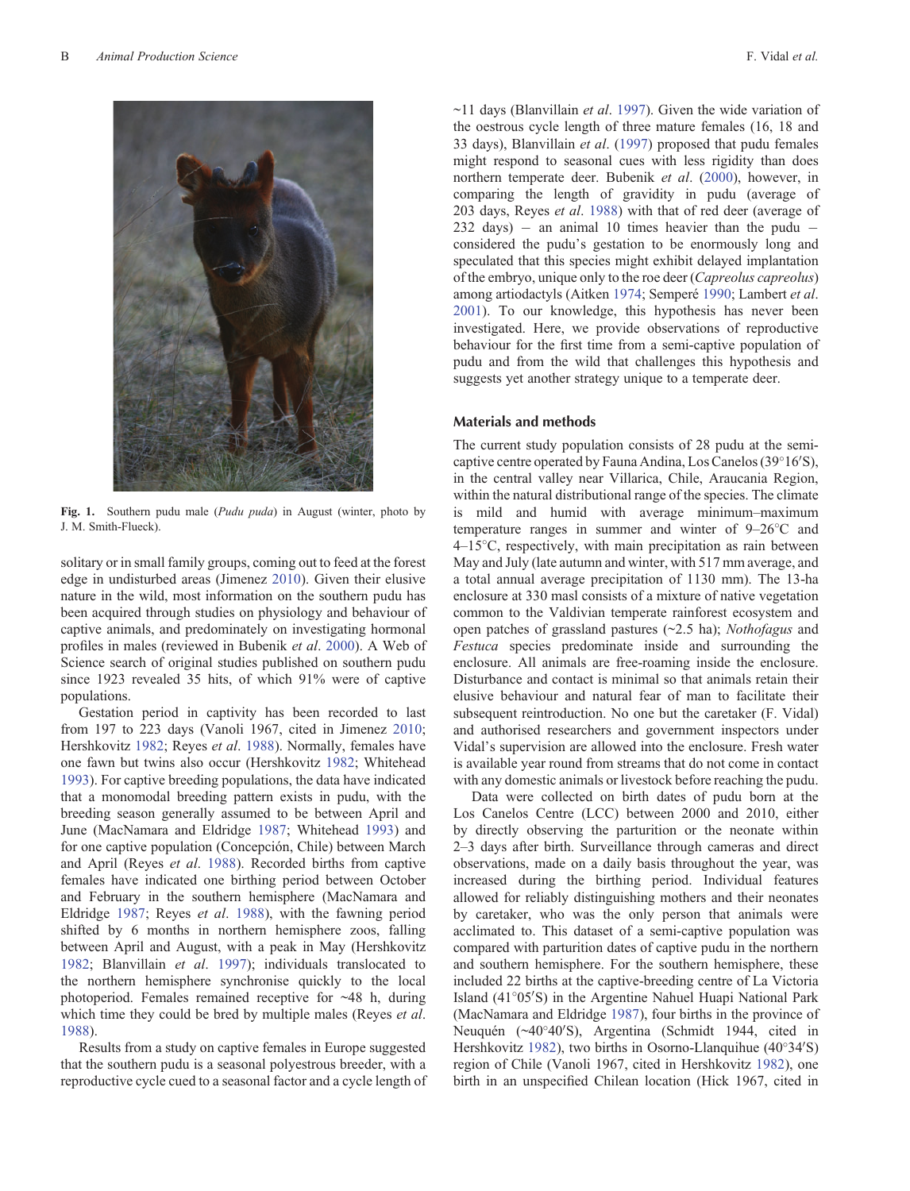Fig. 1. Southern pudu male (*Pudu puda*) in August (winter, photo by J. M. Smith-Flueck).

solitary or in small family groups, coming out to feed at the forest edge in undisturbed areas (Jimenez 2010). Given their elusive nature in the wild, most information on the southern pudu has been acquired through studies on physiology and behaviour of captive animals, and predominately on investigating hormonal profiles in males (reviewed in Bubenik *et al*. 2000). A Web of Science search of original studies published on southern pudu since 1923 revealed 35 hits, of which 91% were of captive populations.

Gestation period in captivity has been recorded to last from 197 to 223 days (Vanoli 1967, cited in Jimenez 2010; Hershkovitz 1982; Reyes *et al*. 1988). Normally, females have one fawn but twins also occur (Hershkovitz 1982; Whitehead 1993). For captive breeding populations, the data have indicated that a monomodal breeding pattern exists in pudu, with the breeding season generally assumed to be between April and June (MacNamara and Eldridge 1987; Whitehead 1993) and for one captive population (Concepción, Chile) between March and April (Reyes *et al*. 1988). Recorded births from captive females have indicated one birthing period between October and February in the southern hemisphere (MacNamara and Eldridge 1987; Reyes *et al*. 1988), with the fawning period shifted by 6 months in northern hemisphere zoos, falling between April and August, with a peak in May (Hershkovitz 1982; Blanvillain *et al*. 1997); individuals translocated to the northern hemisphere synchronise quickly to the local photoperiod. Females remained receptive for ~48 h, during which time they could be bred by multiple males (Reyes *et al*. 1988).

Results from a study on captive females in Europe suggested that the southern pudu is a seasonal polyestrous breeder, with a reproductive cycle cued to a seasonal factor and a cycle length of ~11 days (Blanvillain *et al*. 1997). Given the wide variation of the oestrous cycle length of three mature females (16, 18 and 33 days), Blanvillain *et al*. (1997) proposed that pudu females might respond to seasonal cues with less rigidity than does northern temperate deer. Bubenik *et al*. (2000), however, in comparing the length of gravidity in pudu (average of 203 days, Reyes *et al*. 1988) with that of red deer (average of 232 days) – an animal 10 times heavier than the pudu – considered the pudu's gestation to be enormously long and speculated that this species might exhibit delayed implantation of the embryo, unique only to the roe deer (*Capreolus capreolus*) among artiodactyls (Aitken 1974; Semperé 1990; Lambert *et al*. 2001). To our knowledge, this hypothesis has never been investigated. Here, we provide observations of reproductive behaviour for the first time from a semi-captive population of pudu and from the wild that challenges this hypothesis and suggests yet another strategy unique to a temperate deer.

## Materials and methods

The current study population consists of 28 pudu at the semi-captive centre operated by Fauna Andina, Los Canelos (39°16′S), in the central valley near Villarica, Chile, Araucania Region, within the natural distributional range of the species. The climate is mild and humid with average minimum–maximum temperature ranges in summer and winter of 9–26°C and 4–15°C, respectively, with main precipitation as rain between May and July (late autumn and winter, with 517 mm average, and a total annual average precipitation of 1130 mm). The 13-ha enclosure at 330 masl consists of a mixture of native vegetation common to the Valdivian temperate rainforest ecosystem and open patches of grassland pastures (~2.5 ha); *Nothofagus* and *Festuca* species predominate inside and surrounding the enclosure. All animals are free-roaming inside the enclosure. Disturbance and contact is minimal so that animals retain their elusive behaviour and natural fear of man to facilitate their subsequent reintroduction. No one but the caretaker (F. Vidal) and authorised researchers and government inspectors under Vidal's supervision are allowed into the enclosure. Fresh water is available year round from streams that do not come in contact with any domestic animals or livestock before reaching the pudu.

Data were collected on birth dates of pudu born at the Los Canelos Centre (LCC) between 2000 and 2010, either by directly observing the parturition or the neonate within 2–3 days after birth. Surveillance through cameras and direct observations, made on a daily basis throughout the year, was increased during the birthing period. Individual features allowed for reliably distinguishing mothers and their neonates by caretaker, who was the only person that animals were acclimated to. This dataset of a semi-captive population was compared with parturition dates of captive pudu in the northern and southern hemisphere. For the southern hemisphere, these included 22 births at the captive-breeding centre of La Victoria Island (41°05′S) in the Argentine Nahuel Huapi National Park (MacNamara and Eldridge 1987), four births in the province of Neuquén (~40°40′S), Argentina (Schmidt 1944, cited in Hershkovitz 1982), two births in Osorno-Llanquihue (40°34′S) region of Chile (Vanoli 1967, cited in Hershkovitz 1982), one birth in an unspecified Chilean location (Hick 1967, cited in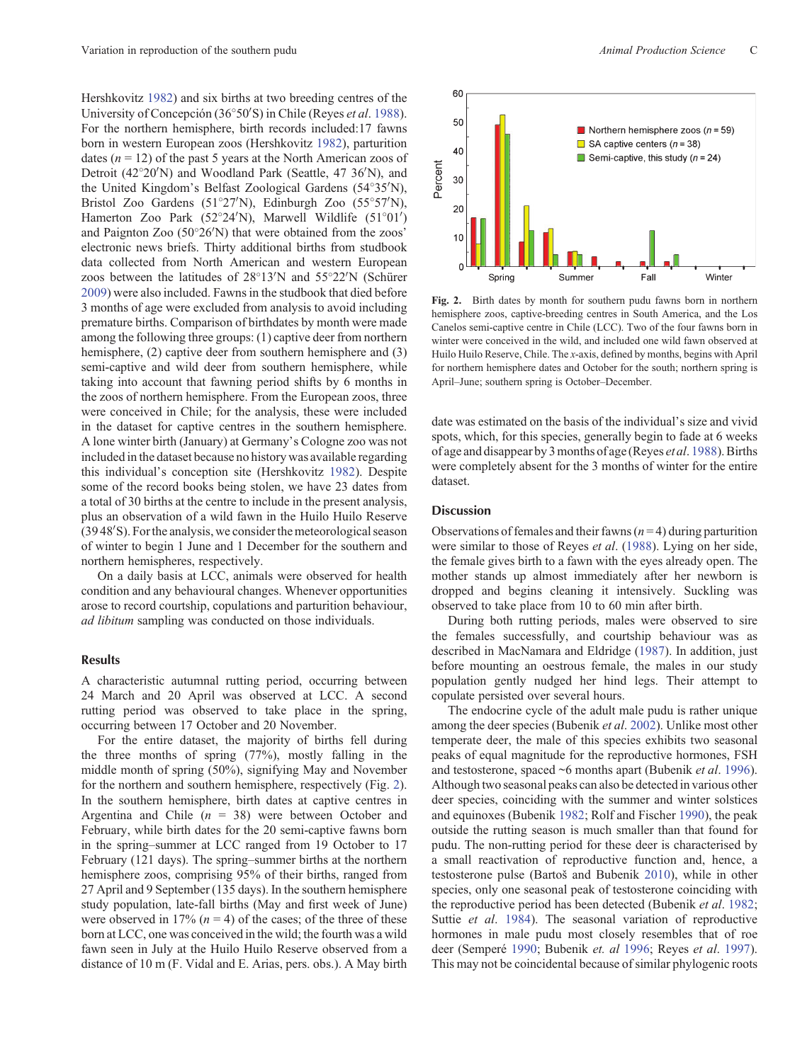Hershkovitz 1982) and six births at two breeding centres of the University of Concepción (36°50′S) in Chile (Reyes *et al.* 1988). For the northern hemisphere, birth records included: 17 fawns born in western European zoos (Hershkovitz 1982), parturition dates ($n$ = 12) of the past 5 years at the North American zoos of Detroit (42°20′N) and Woodland Park (Seattle, 47 36′N), and the United Kingdom's Belfast Zoological Gardens (54°35′N), Bristol Zoo Gardens (51°27′N), Edinburgh Zoo (55°57′N), Hamerton Zoo Park (52°24′N), Marwell Wildlife (51°01′) and Paignton Zoo (50°26′N) that were obtained from the zoos' electronic news briefs. Thirty additional births from studbook data collected from North American and western European zoos between the latitudes of 28°13′N and 55°22′N (Schürer 2009) were also included. Fawns in the studbook that died before 3 months of age were excluded from analysis to avoid including premature births. Comparison of birthdates by month were made among the following three groups: (1) captive deer from northern hemisphere, (2) captive deer from southern hemisphere and (3) semi-captive and wild deer from southern hemisphere, while taking into account that fawning period shifts by 6 months in the zoos of northern hemisphere. From the European zoos, three were conceived in Chile; for the analysis, these were included in the dataset for captive centres in the southern hemisphere. A lone winter birth (January) at Germany's Cologne zoo was not included in the dataset because no history was available regarding this individual's conception site (Hershkovitz 1982). Despite some of the record books being stolen, we have 23 dates from a total of 30 births at the centre to include in the present analysis, plus an observation of a wild fawn in the Huilo Huilo Reserve (39 48′S). For the analysis, we consider the meteorological season of winter to begin 1 June and 1 December for the southern and northern hemispheres, respectively.

On a daily basis at LCC, animals were observed for health condition and any behavioural changes. Whenever opportunities arose to record courtship, copulations and parturition behaviour, *ad libitum* sampling was conducted on those individuals.

## Results

A characteristic autumnal rutting period, occurring between 24 March and 20 April was observed at LCC. A second rutting period was observed to take place in the spring, occurring between 17 October and 20 November.

For the entire dataset, the majority of births fell during the three months of spring (77%), mostly falling in the middle month of spring (50%), signifying May and November for the northern and southern hemisphere, respectively (Fig. 2). In the southern hemisphere, birth dates at captive centres in Argentina and Chile ($n$ = 38) were between October and February, while birth dates for the 20 semi-captive fawns born in the spring–summer at LCC ranged from 19 October to 17 February (121 days). The spring–summer births at the northern hemisphere zoos, comprising 95% of their births, ranged from 27 April and 9 September (135 days). In the southern hemisphere study population, late-fall births (May and first week of June) were observed in 17% ($n$ = 4) of the cases; of the three of these born at LCC, one was conceived in the wild; the fourth was a wild fawn seen in July at the Huilo Huilo Reserve observed from a distance of 10 m (F. Vidal and E. Arias, pers. obs.). A May birth

**Fig. 2.** Birth dates by month for southern pudu fawns born in northern hemisphere zoos, captive-breeding centres in South America, and the Los Canelos semi-captive centre in Chile (LCC). Two of the four fawns born in winter were conceived in the wild, and included one wild fawn observed at Huilo Huilo Reserve, Chile. The *x*-axis, defined by months, begins with April for northern hemisphere dates and October for the south; northern spring is April–June; southern spring is October–December.

date was estimated on the basis of the individual's size and vivid spots, which, for this species, generally begin to fade at 6 weeks of age and disappear by 3 months of age (Reyes *et al.* 1988). Births were completely absent for the 3 months of winter for the entire dataset.

## Discussion

Observations of females and their fawns ($n$ = 4) during parturition were similar to those of Reyes *et al.* (1988). Lying on her side, the female gives birth to a fawn with the eyes already open. The mother stands up almost immediately after her newborn is dropped and begins cleaning it intensively. Suckling was observed to take place from 10 to 60 min after birth.

During both rutting periods, males were observed to sire the females successfully, and courtship behaviour was as described in MacNamara and Eldridge (1987). In addition, just before mounting an oestrous female, the males in our study population gently nudged her hind legs. Their attempt to copulate persisted over several hours.

The endocrine cycle of the adult male pudu is rather unique among the deer species (Bubenik *et al.* 2002). Unlike most other temperate deer, the male of this species exhibits two seasonal peaks of equal magnitude for the reproductive hormones, FSH and testosterone, spaced ~6 months apart (Bubenik *et al.* 1996). Although two seasonal peaks can also be detected in various other deer species, coinciding with the summer and winter solstices and equinoxes (Bubenik 1982; Rolf and Fischer 1990), the peak outside the rutting season is much smaller than that found for pudu. The non-rutting period for these deer is characterised by a small reactivation of reproductive function and, hence, a testosterone pulse (Bartoš and Bubenik 2010), while in other species, only one seasonal peak of testosterone coinciding with the reproductive period has been detected (Bubenik *et al.* 1982; Suttie *et al.* 1984). The seasonal variation of reproductive hormones in male pudu most closely resembles that of roe deer (Semperé 1990; Bubenik *et. al* 1996; Reyes *et al.* 1997). This may not be coincidental because of similar phylogenetic roots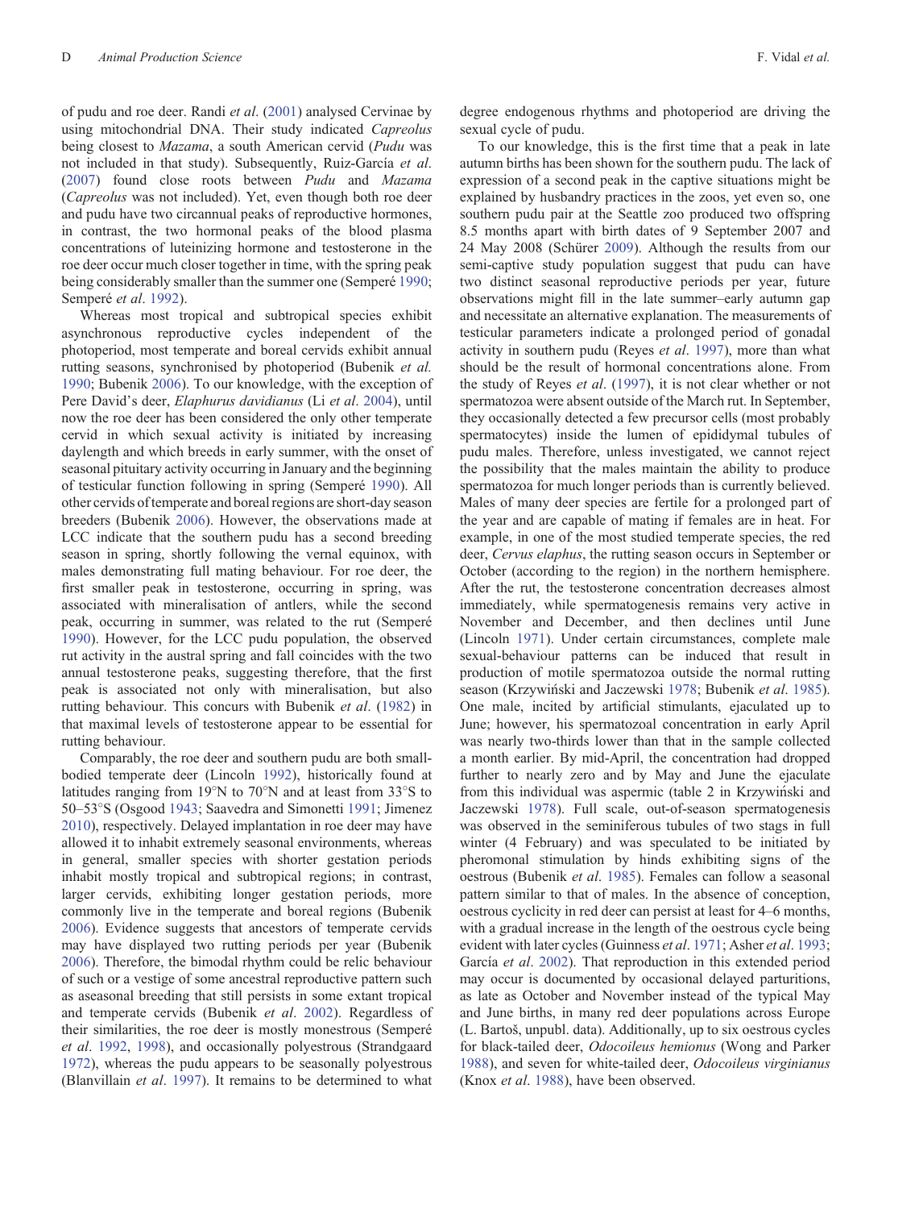of pudu and roe deer. Randi *et al*. (2001) analysed Cervinae by using mitochondrial DNA. Their study indicated *Capreolus* being closest to *Mazama*, a south American cervid (*Pudu* was not included in that study). Subsequently, Ruiz-García *et al*. (2007) found close roots between *Pudu* and *Mazama* (*Capreolus* was not included). Yet, even though both roe deer and pudu have two circannual peaks of reproductive hormones, in contrast, the two hormonal peaks of the blood plasma concentrations of luteinizing hormone and testosterone in the roe deer occur much closer together in time, with the spring peak being considerably smaller than the summer one (Semperé 1990; Semperé *et al*. 1992).

Whereas most tropical and subtropical species exhibit asynchronous reproductive cycles independent of the photoperiod, most temperate and boreal cervids exhibit annual rutting seasons, synchronised by photoperiod (Bubenik *et al.* 1990; Bubenik 2006). To our knowledge, with the exception of Pere David's deer, *Elaphurus davidianus* (Li *et al*. 2004), until now the roe deer has been considered the only other temperate cervid in which sexual activity is initiated by increasing daylength and which breeds in early summer, with the onset of seasonal pituitary activity occurring in January and the beginning of testicular function following in spring (Semperé 1990). All other cervids of temperate and boreal regions are short-day season breeders (Bubenik 2006). However, the observations made at LCC indicate that the southern pudu has a second breeding season in spring, shortly following the vernal equinox, with males demonstrating full mating behaviour. For roe deer, the first smaller peak in testosterone, occurring in spring, was associated with mineralisation of antlers, while the second peak, occurring in summer, was related to the rut (Semperé 1990). However, for the LCC pudu population, the observed rut activity in the austral spring and fall coincides with the two annual testosterone peaks, suggesting therefore, that the first peak is associated not only with mineralisation, but also rutting behaviour. This concurs with Bubenik *et al*. (1982) in that maximal levels of testosterone appear to be essential for rutting behaviour.

Comparably, the roe deer and southern pudu are both small-bodied temperate deer (Lincoln 1992), historically found at latitudes ranging from 19°N to 70°N and at least from 33°S to 50–53°S (Osgood 1943; Saavedra and Simonetti 1991; Jimenez 2010), respectively. Delayed implantation in roe deer may have allowed it to inhabit extremely seasonal environments, whereas in general, smaller species with shorter gestation periods inhabit mostly tropical and subtropical regions; in contrast, larger cervids, exhibiting longer gestation periods, more commonly live in the temperate and boreal regions (Bubenik 2006). Evidence suggests that ancestors of temperate cervids may have displayed two rutting periods per year (Bubenik 2006). Therefore, the bimodal rhythm could be relic behaviour of such or a vestige of some ancestral reproductive pattern such as aseasonal breeding that still persists in some extant tropical and temperate cervids (Bubenik *et al*. 2002). Regardless of their similarities, the roe deer is mostly monestrous (Semperé *et al*. 1992, 1998), and occasionally polyestrous (Strandgaard 1972), whereas the pudu appears to be seasonally polyestrous (Blanvillain *et al*. 1997). It remains to be determined to what degree endogenous rhythms and photoperiod are driving the sexual cycle of pudu.

To our knowledge, this is the first time that a peak in late autumn births has been shown for the southern pudu. The lack of expression of a second peak in the captive situations might be explained by husbandry practices in the zoos, yet even so, one southern pudu pair at the Seattle zoo produced two offspring 8.5 months apart with birth dates of 9 September 2007 and 24 May 2008 (Schürer 2009). Although the results from our semi-captive study population suggest that pudu can have two distinct seasonal reproductive periods per year, future observations might fill in the late summer–early autumn gap and necessitate an alternative explanation. The measurements of testicular parameters indicate a prolonged period of gonadal activity in southern pudu (Reyes *et al*. 1997), more than what should be the result of hormonal concentrations alone. From the study of Reyes *et al*. (1997), it is not clear whether or not spermatozoa were absent outside of the March rut. In September, they occasionally detected a few precursor cells (most probably spermatocytes) inside the lumen of epididymal tubules of pudu males. Therefore, unless investigated, we cannot reject the possibility that the males maintain the ability to produce spermatozoa for much longer periods than is currently believed. Males of many deer species are fertile for a prolonged part of the year and are capable of mating if females are in heat. For example, in one of the most studied temperate species, the red deer, *Cervus elaphus*, the rutting season occurs in September or October (according to the region) in the northern hemisphere. After the rut, the testosterone concentration decreases almost immediately, while spermatogenesis remains very active in November and December, and then declines until June (Lincoln 1971). Under certain circumstances, complete male sexual-behaviour patterns can be induced that result in production of motile spermatozoa outside the normal rutting season (Krzywiński and Jaczewski 1978; Bubenik *et al*. 1985). One male, incited by artificial stimulants, ejaculated up to June; however, his spermatozoal concentration in early April was nearly two-thirds lower than that in the sample collected a month earlier. By mid-April, the concentration had dropped further to nearly zero and by May and June the ejaculate from this individual was aspermic (table 2 in Krzywiński and Jaczewski 1978). Full scale, out-of-season spermatogenesis was observed in the seminiferous tubules of two stags in full winter (4 February) and was speculated to be initiated by pheromonal stimulation by hinds exhibiting signs of the oestrous (Bubenik *et al*. 1985). Females can follow a seasonal pattern similar to that of males. In the absence of conception, oestrous cyclicity in red deer can persist at least for 4–6 months, with a gradual increase in the length of the oestrous cycle being evident with later cycles (Guinness *et al*. 1971; Asher *et al*. 1993; García *et al*. 2002). That reproduction in this extended period may occur is documented by occasional delayed parturitions, as late as October and November instead of the typical May and June births, in many red deer populations across Europe (L. Bartoš, unpubl. data). Additionally, up to six oestrous cycles for black-tailed deer, *Odocoileus hemionus* (Wong and Parker 1988), and seven for white-tailed deer, *Odocoileus virginianus* (Knox *et al*. 1988), have been observed.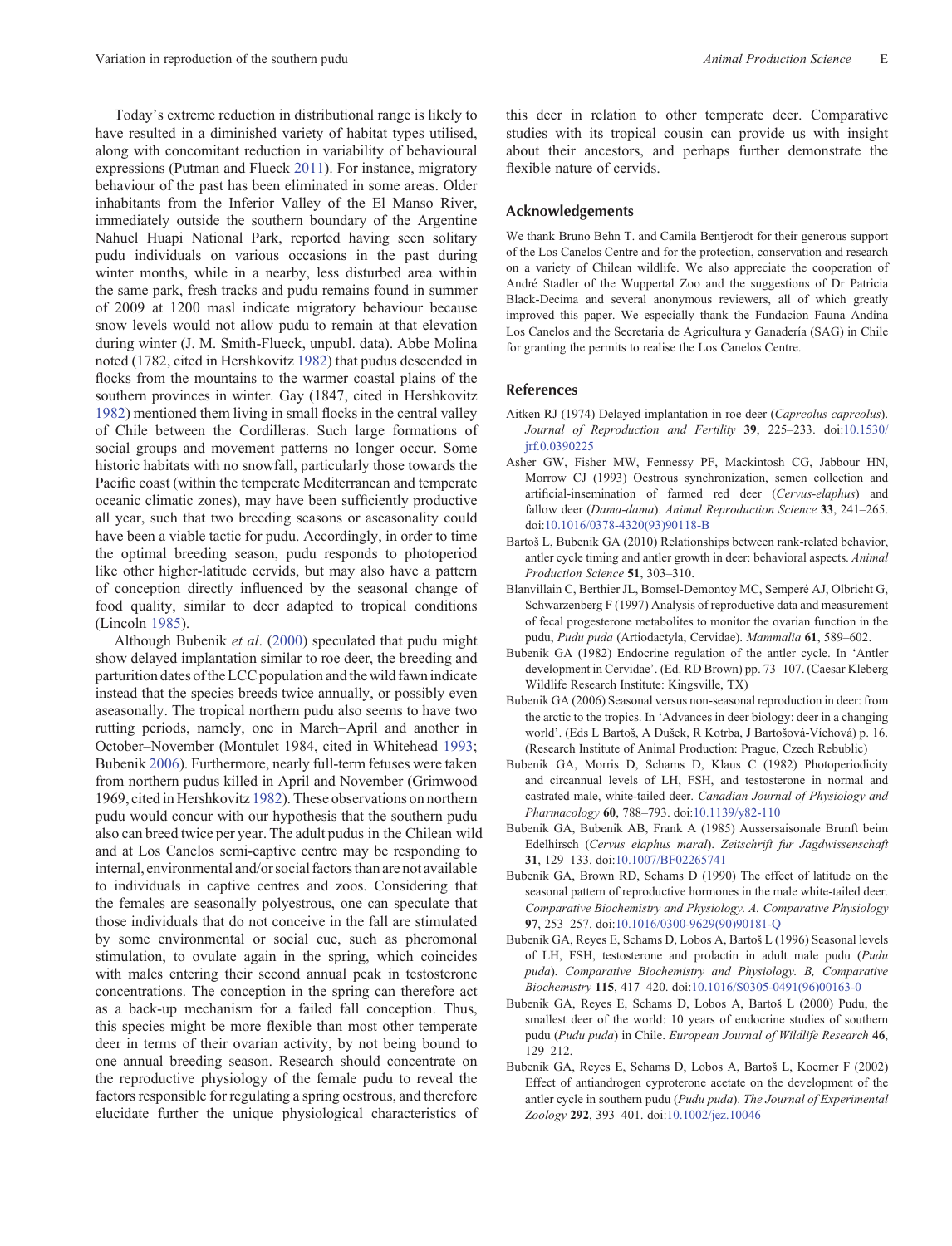Today's extreme reduction in distributional range is likely to have resulted in a diminished variety of habitat types utilised, along with concomitant reduction in variability of behavioural expressions (Putman and Flueck 2011). For instance, migratory behaviour of the past has been eliminated in some areas. Older inhabitants from the Inferior Valley of the El Manso River, immediately outside the southern boundary of the Argentine Nahuel Huapi National Park, reported having seen solitary pudu individuals on various occasions in the past during winter months, while in a nearby, less disturbed area within the same park, fresh tracks and pudu remains found in summer of 2009 at 1200 masl indicate migratory behaviour because snow levels would not allow pudu to remain at that elevation during winter (J. M. Smith-Flueck, unpubl. data). Abbe Molina noted (1782, cited in Hershkovitz 1982) that pudus descended in flocks from the mountains to the warmer coastal plains of the southern provinces in winter. Gay (1847, cited in Hershkovitz 1982) mentioned them living in small flocks in the central valley of Chile between the Cordilleras. Such large formations of social groups and movement patterns no longer occur. Some historic habitats with no snowfall, particularly those towards the Pacific coast (within the temperate Mediterranean and temperate oceanic climatic zones), may have been sufficiently productive all year, such that two breeding seasons or aseasonality could have been a viable tactic for pudu. Accordingly, in order to time the optimal breeding season, pudu responds to photoperiod like other higher-latitude cervids, but may also have a pattern of conception directly influenced by the seasonal change of food quality, similar to deer adapted to tropical conditions (Lincoln 1985).

Although Bubenik *et al*. (2000) speculated that pudu might show delayed implantation similar to roe deer, the breeding and parturition dates of the LCC population and the wild fawn indicate instead that the species breeds twice annually, or possibly even aseasonally. The tropical northern pudu also seems to have two rutting periods, namely, one in March–April and another in October–November (Montulet 1984, cited in Whitehead 1993; Bubenik 2006). Furthermore, nearly full-term fetuses were taken from northern pudus killed in April and November (Grimwood 1969, cited in Hershkovitz 1982). These observations on northern pudu would concur with our hypothesis that the southern pudu also can breed twice per year. The adult pudus in the Chilean wild and at Los Canelos semi-captive centre may be responding to internal, environmental and/or social factors than are not available to individuals in captive centres and zoos. Considering that the females are seasonally polyestrous, one can speculate that those individuals that do not conceive in the fall are stimulated by some environmental or social cue, such as pheromonal stimulation, to ovulate again in the spring, which coincides with males entering their second annual peak in testosterone concentrations. The conception in the spring can therefore act as a back-up mechanism for a failed fall conception. Thus, this species might be more flexible than most other temperate deer in terms of their ovarian activity, by not being bound to one annual breeding season. Research should concentrate on the reproductive physiology of the female pudu to reveal the factors responsible for regulating a spring oestrous, and therefore elucidate further the unique physiological characteristics of this deer in relation to other temperate deer. Comparative studies with its tropical cousin can provide us with insight about their ancestors, and perhaps further demonstrate the flexible nature of cervids.

## Acknowledgements

We thank Bruno Behn T. and Camila Bentjerodt for their generous support of the Los Canelos Centre and for the protection, conservation and research on a variety of Chilean wildlife. We also appreciate the cooperation of André Stadler of the Wuppertal Zoo and the suggestions of Dr Patricia Black-Decima and several anonymous reviewers, all of which greatly improved this paper. We especially thank the Fundacion Fauna Andina Los Canelos and the Secretaria de Agricultura y Ganadería (SAG) in Chile for granting the permits to realise the Los Canelos Centre.

## References

Aitken RJ (1974) Delayed implantation in roe deer (*Capreolus capreolus*). *Journal of Reproduction and Fertility* **39**, 225–233. doi:10.1530/jrf.0.0390225

Asher GW, Fisher MW, Fennessy PF, Mackintosh CG, Jabbour HN, Morrow CJ (1993) Oestrous synchronization, semen collection and artificial-insemination of farmed red deer (*Cervus-elaphus*) and fallow deer (*Dama-dama*). *Animal Reproduction Science* **33**, 241–265. doi:10.1016/0378-4320(93)90118-B

Bartoš L, Bubenik GA (2010) Relationships between rank-related behavior, antler cycle timing and antler growth in deer: behavioral aspects. *Animal Production Science* **51**, 303–310.

Blanvillain C, Berthier JL, Bomsel-Demontoy MC, Semperé AJ, Olbricht G, Schwarzenberg F (1997) Analysis of reproductive data and measurement of fecal progesterone metabolites to monitor the ovarian function in the pudu, *Pudu puda* (Artiodactyla, Cervidae). *Mammalia* **61**, 589–602.

Bubenik GA (1982) Endocrine regulation of the antler cycle. In 'Antler development in Cervidae'. (Ed. RD Brown) pp. 73–107. (Caesar Kleberg Wildlife Research Institute: Kingsville, TX)

Bubenik GA (2006) Seasonal versus non-seasonal reproduction in deer: from the arctic to the tropics. In 'Advances in deer biology: deer in a changing world'. (Eds L Bartoš, A Dušek, R Kotrba, J Bartošová-Víchová) p. 16. (Research Institute of Animal Production: Prague, Czech Rebublic)

Bubenik GA, Morris D, Schams D, Klaus C (1982) Photoperiodicity and circannual levels of LH, FSH, and testosterone in normal and castrated male, white-tailed deer. *Canadian Journal of Physiology and Pharmacology* **60**, 788–793. doi:10.1139/y82-110

Bubenik GA, Bubenik AB, Frank A (1985) Aussersaisonale Brunft beim Edelhirsch (*Cervus elaphus maral*). *Zeitschrift fur Jagdwissenschaft* **31**, 129–133. doi:10.1007/BF02265741

Bubenik GA, Brown RD, Schams D (1990) The effect of latitude on the seasonal pattern of reproductive hormones in the male white-tailed deer. *Comparative Biochemistry and Physiology. A, Comparative Physiology* **97**, 253–257. doi:10.1016/0300-9629(90)90181-Q

Bubenik GA, Reyes E, Schams D, Lobos A, Bartoš L (1996) Seasonal levels of LH, FSH, testosterone and prolactin in adult male pudu (*Pudu puda*). *Comparative Biochemistry and Physiology. B, Comparative Biochemistry* **115**, 417–420. doi:10.1016/S0305-0491(96)00163-0

Bubenik GA, Reyes E, Schams D, Lobos A, Bartoš L (2000) Pudu, the smallest deer of the world: 10 years of endocrine studies of southern pudu (*Pudu puda*) in Chile. *European Journal of Wildlife Research* **46**, 129–212.

Bubenik GA, Reyes E, Schams D, Lobos A, Bartoš L, Koerner F (2002) Effect of antiandrogen cyproterone acetate on the development of the antler cycle in southern pudu (*Pudu puda*). *The Journal of Experimental Zoology* **292**, 393–401. doi:10.1002/jez.10046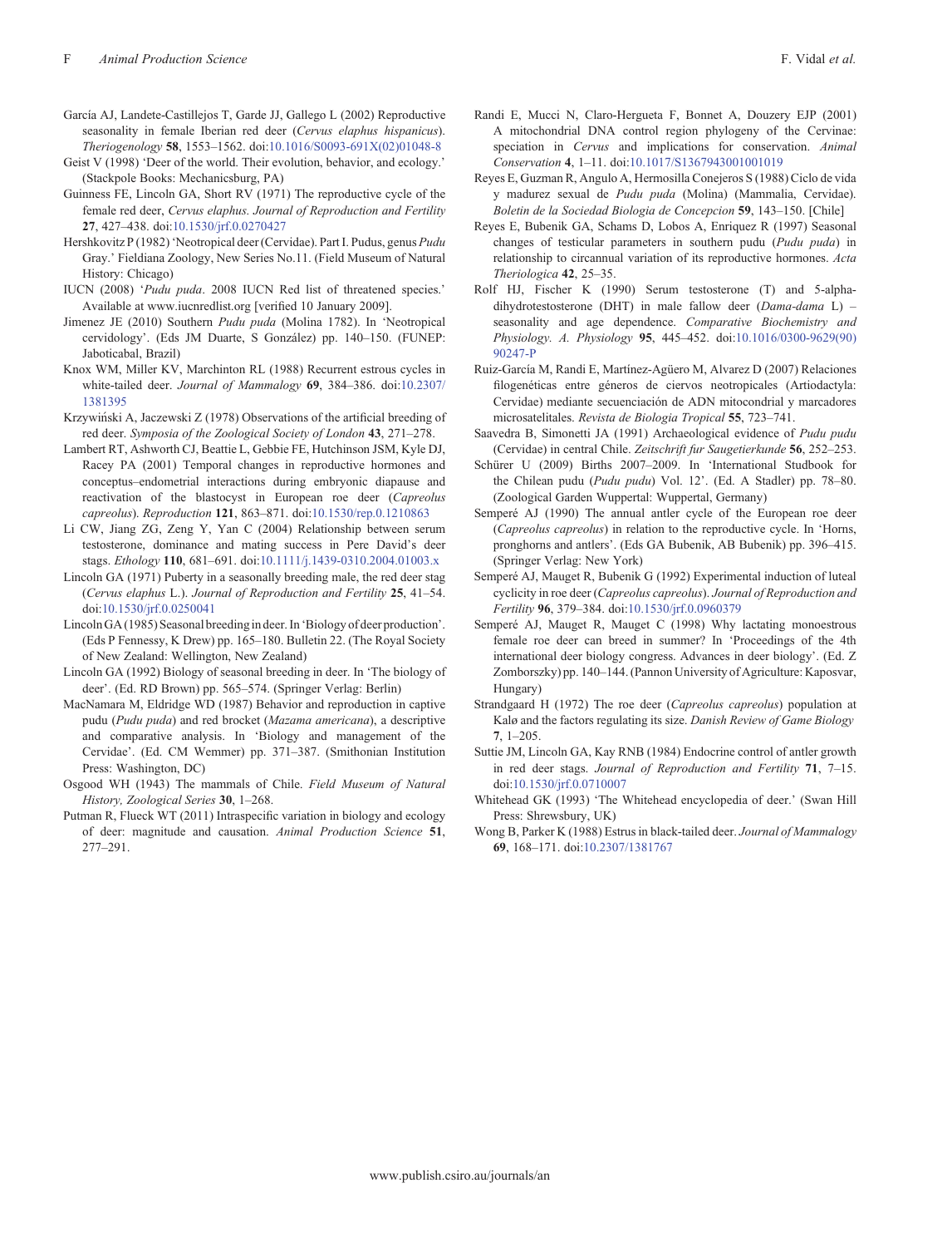García AJ, Landete-Castillejos T, Garde JJ, Gallego L (2002) Reproductive seasonality in female Iberian red deer (*Cervus elaphus hispanicus*). *Theriogenology* **58**, 1553–1562. doi:10.1016/S0093-691X(02)01048-8

Geist V (1998) 'Deer of the world. Their evolution, behavior, and ecology.' (Stackpole Books: Mechanicsburg, PA)

Guinness FE, Lincoln GA, Short RV (1971) The reproductive cycle of the female red deer, *Cervus elaphus*. *Journal of Reproduction and Fertility* **27**, 427–438. doi:10.1530/jrf.0.0270427

Hershkovitz P (1982) 'Neotropical deer (Cervidae). Part I. Pudus, genus *Pudu* Gray.' Fieldiana Zoology, New Series No.11. (Field Museum of Natural History: Chicago)

IUCN (2008) '*Pudu puda*. 2008 IUCN Red list of threatened species.' Available at www.iucnredlist.org [verified 10 January 2009].

Jimenez JE (2010) Southern *Pudu puda* (Molina 1782). In 'Neotropical cervidology'. (Eds JM Duarte, S González) pp. 140–150. (FUNEP: Jaboticabal, Brazil)

Knox WM, Miller KV, Marchinton RL (1988) Recurrent estrous cycles in white-tailed deer. *Journal of Mammalogy* **69**, 384–386. doi:10.2307/1381395

Krzywiński A, Jaczewski Z (1978) Observations of the artificial breeding of red deer. *Symposia of the Zoological Society of London* **43**, 271–278.

Lambert RT, Ashworth CJ, Beattie L, Gebbie FE, Hutchinson JSM, Kyle DJ, Racey PA (2001) Temporal changes in reproductive hormones and conceptus–endometrial interactions during embryonic diapause and reactivation of the blastocyst in European roe deer (*Capreolus capreolus*). *Reproduction* **121**, 863–871. doi:10.1530/rep.0.1210863

Li CW, Jiang ZG, Zeng Y, Yan C (2004) Relationship between serum testosterone, dominance and mating success in Pere David's deer stags. *Ethology* **110**, 681–691. doi:10.1111/j.1439-0310.2004.01003.x

Lincoln GA (1971) Puberty in a seasonally breeding male, the red deer stag (*Cervus elaphus* L.). *Journal of Reproduction and Fertility* **25**, 41–54. doi:10.1530/jrf.0.0250041

Lincoln GA (1985) Seasonal breeding in deer. In 'Biology of deer production'. (Eds P Fennessy, K Drew) pp. 165–180. Bulletin 22. (The Royal Society of New Zealand: Wellington, New Zealand)

Lincoln GA (1992) Biology of seasonal breeding in deer. In 'The biology of deer'. (Ed. RD Brown) pp. 565–574. (Springer Verlag: Berlin)

MacNamara M, Eldridge WD (1987) Behavior and reproduction in captive pudu (*Pudu puda*) and red brocket (*Mazama americana*), a descriptive and comparative analysis. In 'Biology and management of the Cervidae'. (Ed. CM Wemmer) pp. 371–387. (Smithonian Institution Press: Washington, DC)

Osgood WH (1943) The mammals of Chile. *Field Museum of Natural History, Zoological Series* **30**, 1–268.

Putman R, Flueck WT (2011) Intraspecific variation in biology and ecology of deer: magnitude and causation. *Animal Production Science* **51**, 277–291.

Randi E, Mucci N, Claro-Hergueta F, Bonnet A, Douzery EJP (2001) A mitochondrial DNA control region phylogeny of the Cervinae: speciation in *Cervus* and implications for conservation. *Animal Conservation* **4**, 1–11. doi:10.1017/S1367943001001019

Reyes E, Guzman R, Angulo A, Hermosilla Conejeros S (1988) Ciclo de vida y madurez sexual de *Pudu puda* (Molina) (Mammalia, Cervidae). *Boletin de la Sociedad Biologia de Concepcion* **59**, 143–150. [Chile]

Reyes E, Bubenik GA, Schams D, Lobos A, Enriquez R (1997) Seasonal changes of testicular parameters in southern pudu (*Pudu puda*) in relationship to circannual variation of its reproductive hormones. *Acta Theriologica* **42**, 25–35.

Rolf HJ, Fischer K (1990) Serum testosterone (T) and 5-alpha-dihydrotestosterone (DHT) in male fallow deer (*Dama-dama* L) – seasonality and age dependence. *Comparative Biochemistry and Physiology. A. Physiology* **95**, 445–452. doi:10.1016/0300-9629(90)90247-P

Ruiz-García M, Randi E, Martínez-Agüero M, Alvarez D (2007) Relaciones filogenéticas entre géneros de ciervos neotropicales (Artiodactyla: Cervidae) mediante secuenciación de ADN mitocondrial y marcadores microsatelitales. *Revista de Biologia Tropical* **55**, 723–741.

Saavedra B, Simonetti JA (1991) Archaeological evidence of *Pudu pudu* (Cervidae) in central Chile. *Zeitschrift fur Saugetierkunde* **56**, 252–253.

Schürer U (2009) Births 2007–2009. In 'International Studbook for the Chilean pudu (*Pudu pudu*) Vol. 12'. (Ed. A Stadler) pp. 78–80. (Zoological Garden Wuppertal: Wuppertal, Germany)

Semperé AJ (1990) The annual antler cycle of the European roe deer (*Capreolus capreolus*) in relation to the reproductive cycle. In 'Horns, pronghorns and antlers'. (Eds GA Bubenik, AB Bubenik) pp. 396–415. (Springer Verlag: New York)

Semperé AJ, Mauget R, Bubenik G (1992) Experimental induction of luteal cyclicity in roe deer (*Capreolus capreolus*). *Journal of Reproduction and Fertility* **96**, 379–384. doi:10.1530/jrf.0.0960379

Semperé AJ, Mauget R, Mauget C (1998) Why lactating monoestrous female roe deer can breed in summer? In 'Proceedings of the 4th international deer biology congress. Advances in deer biology'. (Ed. Z Zomborszky) pp. 140–144. (Pannon University of Agriculture: Kaposvar, Hungary)

Strandgaard H (1972) The roe deer (*Capreolus capreolus*) population at Kalø and the factors regulating its size. *Danish Review of Game Biology* **7**, 1–205.

Suttie JM, Lincoln GA, Kay RNB (1984) Endocrine control of antler growth in red deer stags. *Journal of Reproduction and Fertility* **71**, 7–15. doi:10.1530/jrf.0.0710007

Whitehead GK (1993) 'The Whitehead encyclopedia of deer.' (Swan Hill Press: Shrewsbury, UK)

Wong B, Parker K (1988) Estrus in black-tailed deer. *Journal of Mammalogy* **69**, 168–171. doi:10.2307/1381767